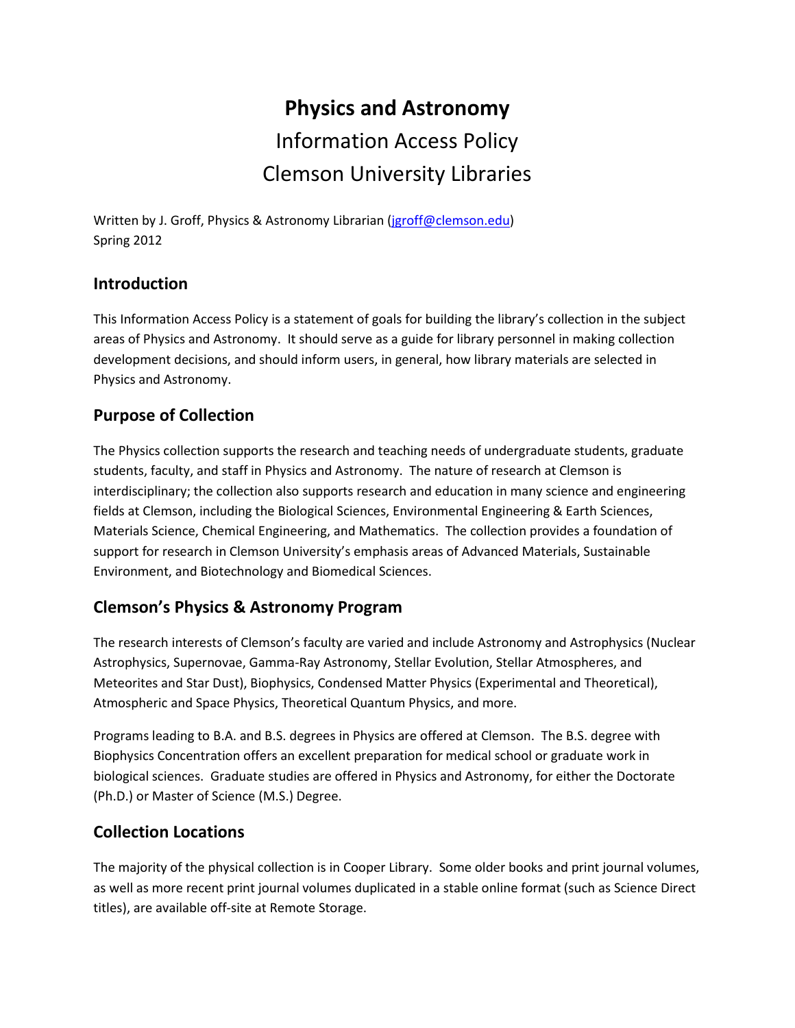# Physics and Astronomy

Information Access Policy

Clemson University Libraries

Written by J. Groff, Physics & Astronomy Librarian (jgroff@clemson.edu)
Spring 2012

## Introduction

This Information Access Policy is a statement of goals for building the library's collection in the subject areas of Physics and Astronomy. It should serve as a guide for library personnel in making collection development decisions, and should inform users, in general, how library materials are selected in Physics and Astronomy.

## Purpose of Collection

The Physics collection supports the research and teaching needs of undergraduate students, graduate students, faculty, and staff in Physics and Astronomy. The nature of research at Clemson is interdisciplinary; the collection also supports research and education in many science and engineering fields at Clemson, including the Biological Sciences, Environmental Engineering & Earth Sciences, Materials Science, Chemical Engineering, and Mathematics. The collection provides a foundation of support for research in Clemson University's emphasis areas of Advanced Materials, Sustainable Environment, and Biotechnology and Biomedical Sciences.

## Clemson's Physics & Astronomy Program

The research interests of Clemson's faculty are varied and include Astronomy and Astrophysics (Nuclear Astrophysics, Supernovae, Gamma-Ray Astronomy, Stellar Evolution, Stellar Atmospheres, and Meteorites and Star Dust), Biophysics, Condensed Matter Physics (Experimental and Theoretical), Atmospheric and Space Physics, Theoretical Quantum Physics, and more.

Programs leading to B.A. and B.S. degrees in Physics are offered at Clemson. The B.S. degree with Biophysics Concentration offers an excellent preparation for medical school or graduate work in biological sciences. Graduate studies are offered in Physics and Astronomy, for either the Doctorate (Ph.D.) or Master of Science (M.S.) Degree.

## Collection Locations

The majority of the physical collection is in Cooper Library. Some older books and print journal volumes, as well as more recent print journal volumes duplicated in a stable online format (such as Science Direct titles), are available off-site at Remote Storage.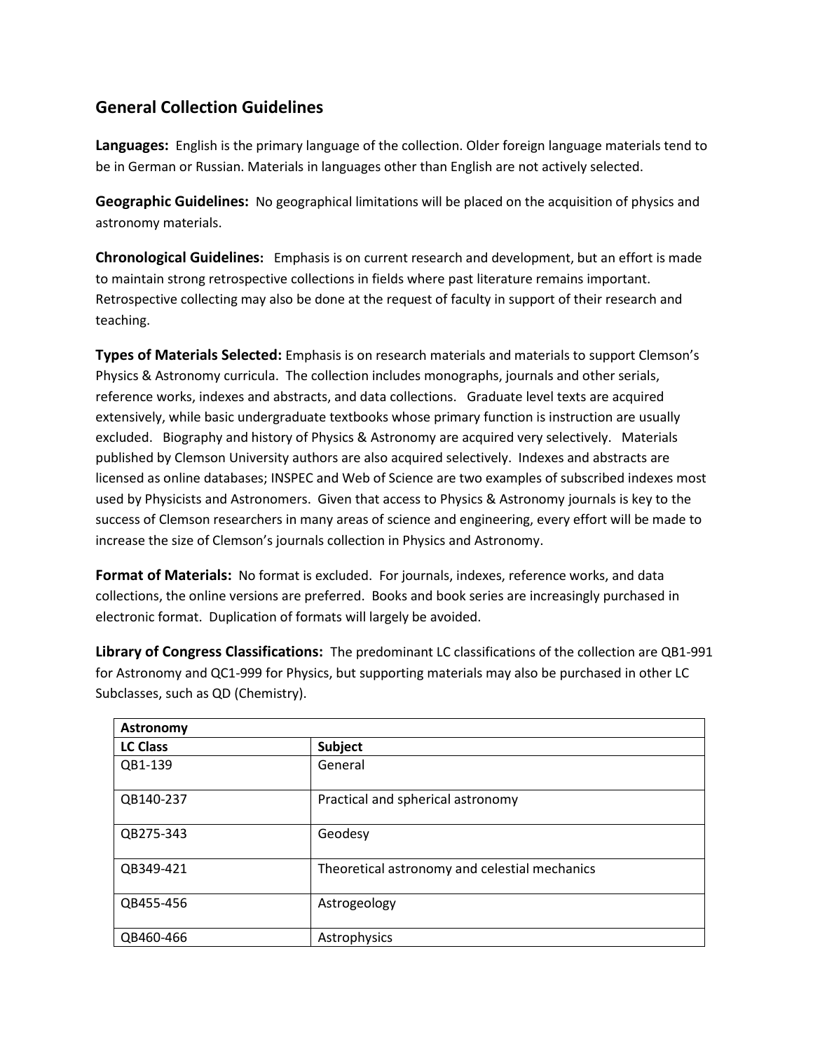## General Collection Guidelines

**Languages:** English is the primary language of the collection. Older foreign language materials tend to be in German or Russian. Materials in languages other than English are not actively selected.

**Geographic Guidelines:** No geographical limitations will be placed on the acquisition of physics and astronomy materials.

**Chronological Guidelines:** Emphasis is on current research and development, but an effort is made to maintain strong retrospective collections in fields where past literature remains important. Retrospective collecting may also be done at the request of faculty in support of their research and teaching.

**Types of Materials Selected:** Emphasis is on research materials and materials to support Clemson's Physics & Astronomy curricula. The collection includes monographs, journals and other serials, reference works, indexes and abstracts, and data collections. Graduate level texts are acquired extensively, while basic undergraduate textbooks whose primary function is instruction are usually excluded. Biography and history of Physics & Astronomy are acquired very selectively. Materials published by Clemson University authors are also acquired selectively. Indexes and abstracts are licensed as online databases; INSPEC and Web of Science are two examples of subscribed indexes most used by Physicists and Astronomers. Given that access to Physics & Astronomy journals is key to the success of Clemson researchers in many areas of science and engineering, every effort will be made to increase the size of Clemson's journals collection in Physics and Astronomy.

**Format of Materials:** No format is excluded. For journals, indexes, reference works, and data collections, the online versions are preferred. Books and book series are increasingly purchased in electronic format. Duplication of formats will largely be avoided.

**Library of Congress Classifications:** The predominant LC classifications of the collection are QB1-991 for Astronomy and QC1-999 for Physics, but supporting materials may also be purchased in other LC Subclasses, such as QD (Chemistry).

| **Astronomy** | |
|---|---|
| **LC Class** | **Subject** |
| QB1-139 | General |
| QB140-237 | Practical and spherical astronomy |
| QB275-343 | Geodesy |
| QB349-421 | Theoretical astronomy and celestial mechanics |
| QB455-456 | Astrogeology |
| QB460-466 | Astrophysics |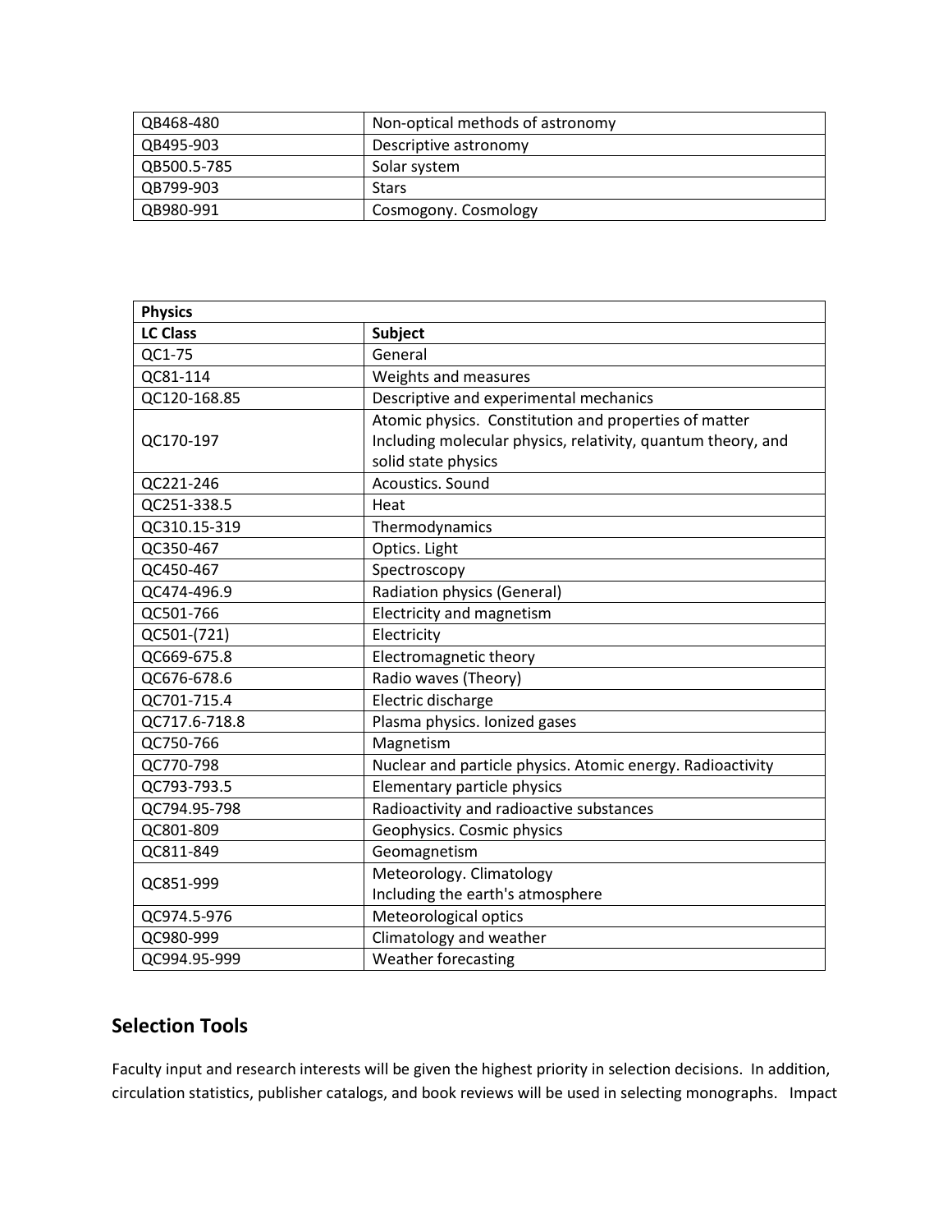| | |
|---|---|
| QB468-480 | Non-optical methods of astronomy |
| QB495-903 | Descriptive astronomy |
| QB500.5-785 | Solar system |
| QB799-903 | Stars |
| QB980-991 | Cosmogony. Cosmology |

| **Physics** | |
|---|---|
| **LC Class** | **Subject** |
| QC1-75 | General |
| QC81-114 | Weights and measures |
| QC120-168.85 | Descriptive and experimental mechanics |
| QC170-197 | Atomic physics. Constitution and properties of matter Including molecular physics, relativity, quantum theory, and solid state physics |
| QC221-246 | Acoustics. Sound |
| QC251-338.5 | Heat |
| QC310.15-319 | Thermodynamics |
| QC350-467 | Optics. Light |
| QC450-467 | Spectroscopy |
| QC474-496.9 | Radiation physics (General) |
| QC501-766 | Electricity and magnetism |
| QC501-(721) | Electricity |
| QC669-675.8 | Electromagnetic theory |
| QC676-678.6 | Radio waves (Theory) |
| QC701-715.4 | Electric discharge |
| QC717.6-718.8 | Plasma physics. Ionized gases |
| QC750-766 | Magnetism |
| QC770-798 | Nuclear and particle physics. Atomic energy. Radioactivity |
| QC793-793.5 | Elementary particle physics |
| QC794.95-798 | Radioactivity and radioactive substances |
| QC801-809 | Geophysics. Cosmic physics |
| QC811-849 | Geomagnetism |
| QC851-999 | Meteorology. Climatology Including the earth's atmosphere |
| QC974.5-976 | Meteorological optics |
| QC980-999 | Climatology and weather |
| QC994.95-999 | Weather forecasting |

## Selection Tools

Faculty input and research interests will be given the highest priority in selection decisions. In addition, circulation statistics, publisher catalogs, and book reviews will be used in selecting monographs. Impact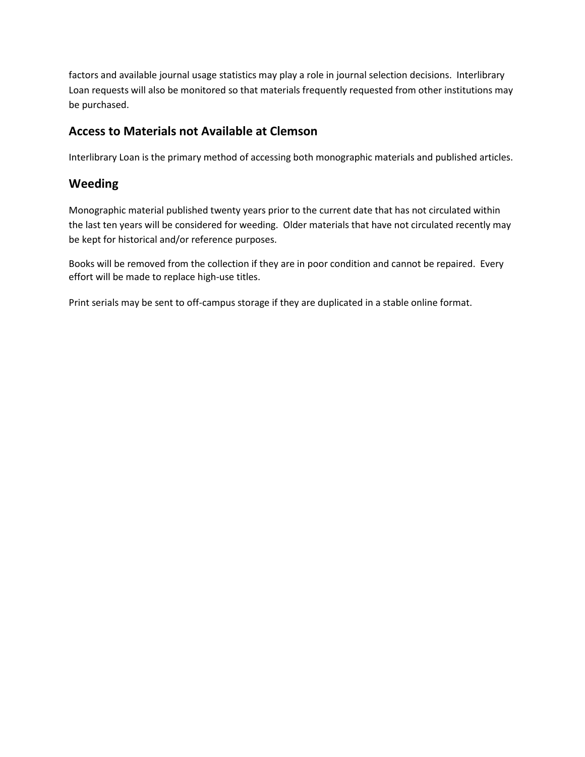factors and available journal usage statistics may play a role in journal selection decisions. Interlibrary Loan requests will also be monitored so that materials frequently requested from other institutions may be purchased.

## Access to Materials not Available at Clemson

Interlibrary Loan is the primary method of accessing both monographic materials and published articles.

## Weeding

Monographic material published twenty years prior to the current date that has not circulated within the last ten years will be considered for weeding. Older materials that have not circulated recently may be kept for historical and/or reference purposes.

Books will be removed from the collection if they are in poor condition and cannot be repaired. Every effort will be made to replace high-use titles.

Print serials may be sent to off-campus storage if they are duplicated in a stable online format.